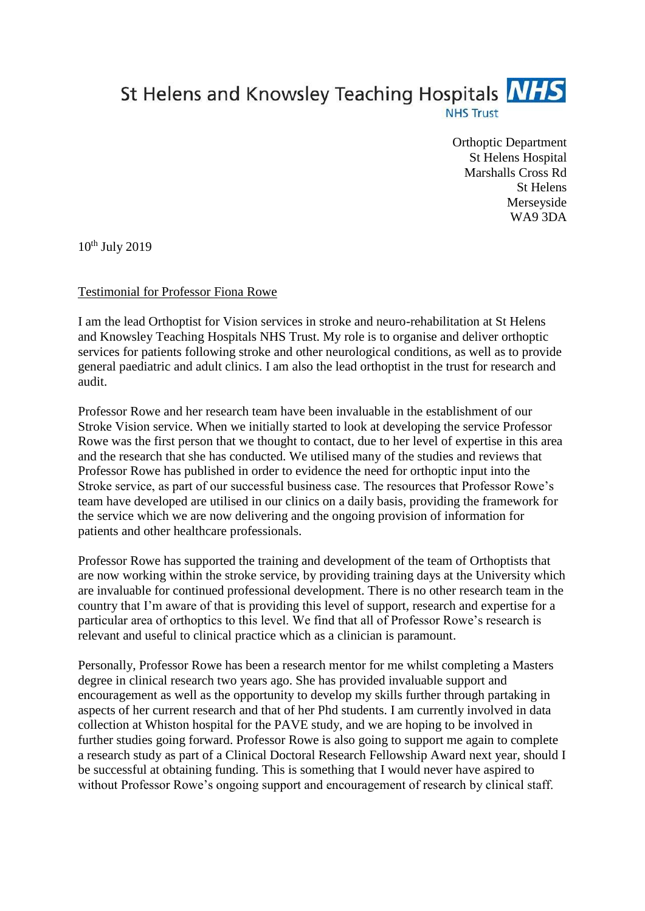St Helens and Knowsley Teaching Hospitals **NHS**
NHS Trust

Orthoptic Department
St Helens Hospital
Marshalls Cross Rd
St Helens
Merseyside
WA9 3DA

10th July 2019

Testimonial for Professor Fiona Rowe

I am the lead Orthoptist for Vision services in stroke and neuro-rehabilitation at St Helens and Knowsley Teaching Hospitals NHS Trust. My role is to organise and deliver orthoptic services for patients following stroke and other neurological conditions, as well as to provide general paediatric and adult clinics. I am also the lead orthoptist in the trust for research and audit.

Professor Rowe and her research team have been invaluable in the establishment of our Stroke Vision service. When we initially started to look at developing the service Professor Rowe was the first person that we thought to contact, due to her level of expertise in this area and the research that she has conducted. We utilised many of the studies and reviews that Professor Rowe has published in order to evidence the need for orthoptic input into the Stroke service, as part of our successful business case. The resources that Professor Rowe's team have developed are utilised in our clinics on a daily basis, providing the framework for the service which we are now delivering and the ongoing provision of information for patients and other healthcare professionals.

Professor Rowe has supported the training and development of the team of Orthoptists that are now working within the stroke service, by providing training days at the University which are invaluable for continued professional development. There is no other research team in the country that I'm aware of that is providing this level of support, research and expertise for a particular area of orthoptics to this level. We find that all of Professor Rowe's research is relevant and useful to clinical practice which as a clinician is paramount.

Personally, Professor Rowe has been a research mentor for me whilst completing a Masters degree in clinical research two years ago. She has provided invaluable support and encouragement as well as the opportunity to develop my skills further through partaking in aspects of her current research and that of her Phd students. I am currently involved in data collection at Whiston hospital for the PAVE study, and we are hoping to be involved in further studies going forward. Professor Rowe is also going to support me again to complete a research study as part of a Clinical Doctoral Research Fellowship Award next year, should I be successful at obtaining funding. This is something that I would never have aspired to without Professor Rowe's ongoing support and encouragement of research by clinical staff.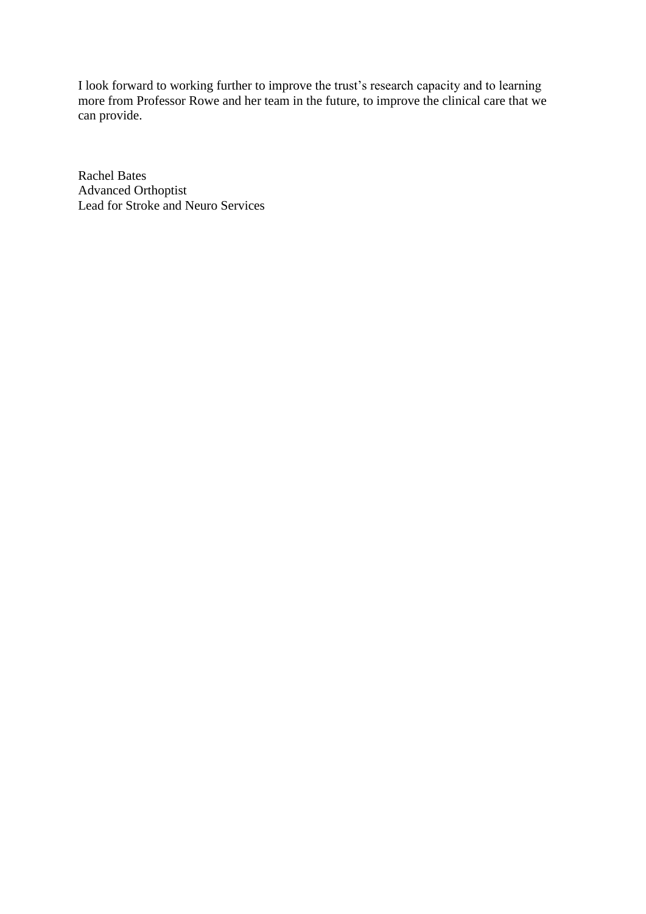I look forward to working further to improve the trust's research capacity and to learning more from Professor Rowe and her team in the future, to improve the clinical care that we can provide.

Rachel Bates
Advanced Orthoptist
Lead for Stroke and Neuro Services